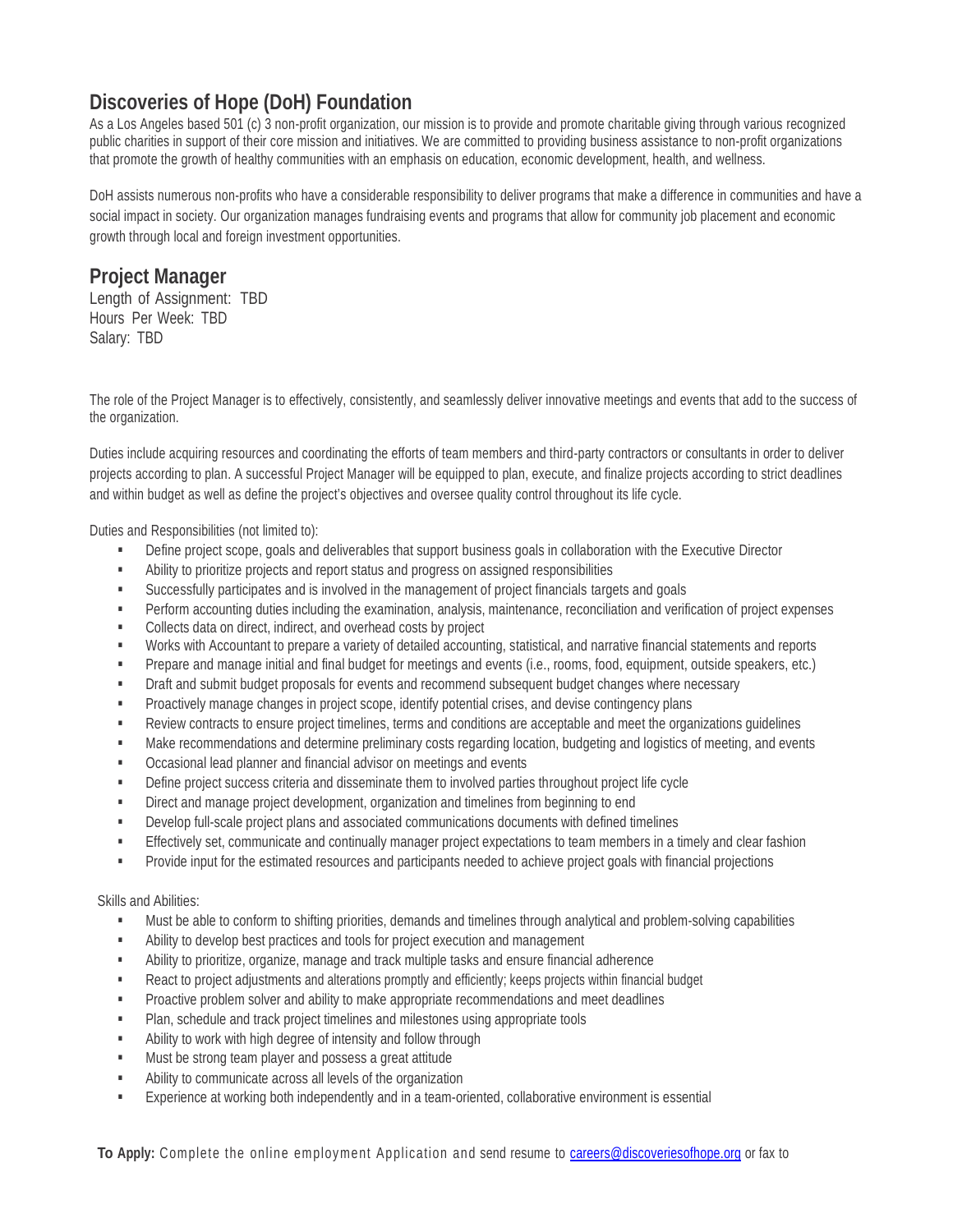## Discoveries of Hope (DoH) Foundation

As a Los Angeles based 501 (c) 3 non-profit organization, our mission is to provide and promote charitable giving through various recognized public charities in support of their core mission and initiatives. We are committed to providing business assistance to non-profit organizations that promote the growth of healthy communities with an emphasis on education, economic development, health, and wellness.

DoH assists numerous non-profits who have a considerable responsibility to deliver programs that make a difference in communities and have a social impact in society. Our organization manages fundraising events and programs that allow for community job placement and economic growth through local and foreign investment opportunities.

## Project Manager

Length of Assignment: TBD
Hours Per Week: TBD
Salary: TBD

The role of the Project Manager is to effectively, consistently, and seamlessly deliver innovative meetings and events that add to the success of the organization.

Duties include acquiring resources and coordinating the efforts of team members and third-party contractors or consultants in order to deliver projects according to plan. A successful Project Manager will be equipped to plan, execute, and finalize projects according to strict deadlines and within budget as well as define the project's objectives and oversee quality control throughout its life cycle.

Duties and Responsibilities (not limited to):

- Define project scope, goals and deliverables that support business goals in collaboration with the Executive Director
- Ability to prioritize projects and report status and progress on assigned responsibilities
- Successfully participates and is involved in the management of project financials targets and goals
- Perform accounting duties including the examination, analysis, maintenance, reconciliation and verification of project expenses
- Collects data on direct, indirect, and overhead costs by project
- Works with Accountant to prepare a variety of detailed accounting, statistical, and narrative financial statements and reports
- Prepare and manage initial and final budget for meetings and events (i.e., rooms, food, equipment, outside speakers, etc.)
- Draft and submit budget proposals for events and recommend subsequent budget changes where necessary
- Proactively manage changes in project scope, identify potential crises, and devise contingency plans
- Review contracts to ensure project timelines, terms and conditions are acceptable and meet the organizations guidelines
- Make recommendations and determine preliminary costs regarding location, budgeting and logistics of meeting, and events
- Occasional lead planner and financial advisor on meetings and events
- Define project success criteria and disseminate them to involved parties throughout project life cycle
- Direct and manage project development, organization and timelines from beginning to end
- Develop full-scale project plans and associated communications documents with defined timelines
- Effectively set, communicate and continually manager project expectations to team members in a timely and clear fashion
- Provide input for the estimated resources and participants needed to achieve project goals with financial projections

Skills and Abilities:

- Must be able to conform to shifting priorities, demands and timelines through analytical and problem-solving capabilities
- Ability to develop best practices and tools for project execution and management
- Ability to prioritize, organize, manage and track multiple tasks and ensure financial adherence
- React to project adjustments and alterations promptly and efficiently; keeps projects within financial budget
- Proactive problem solver and ability to make appropriate recommendations and meet deadlines
- Plan, schedule and track project timelines and milestones using appropriate tools
- Ability to work with high degree of intensity and follow through
- Must be strong team player and possess a great attitude
- Ability to communicate across all levels of the organization
- Experience at working both independently and in a team-oriented, collaborative environment is essential

**To Apply:** Complete the online employment Application and send resume to careers@discoveriesofhope.org or fax to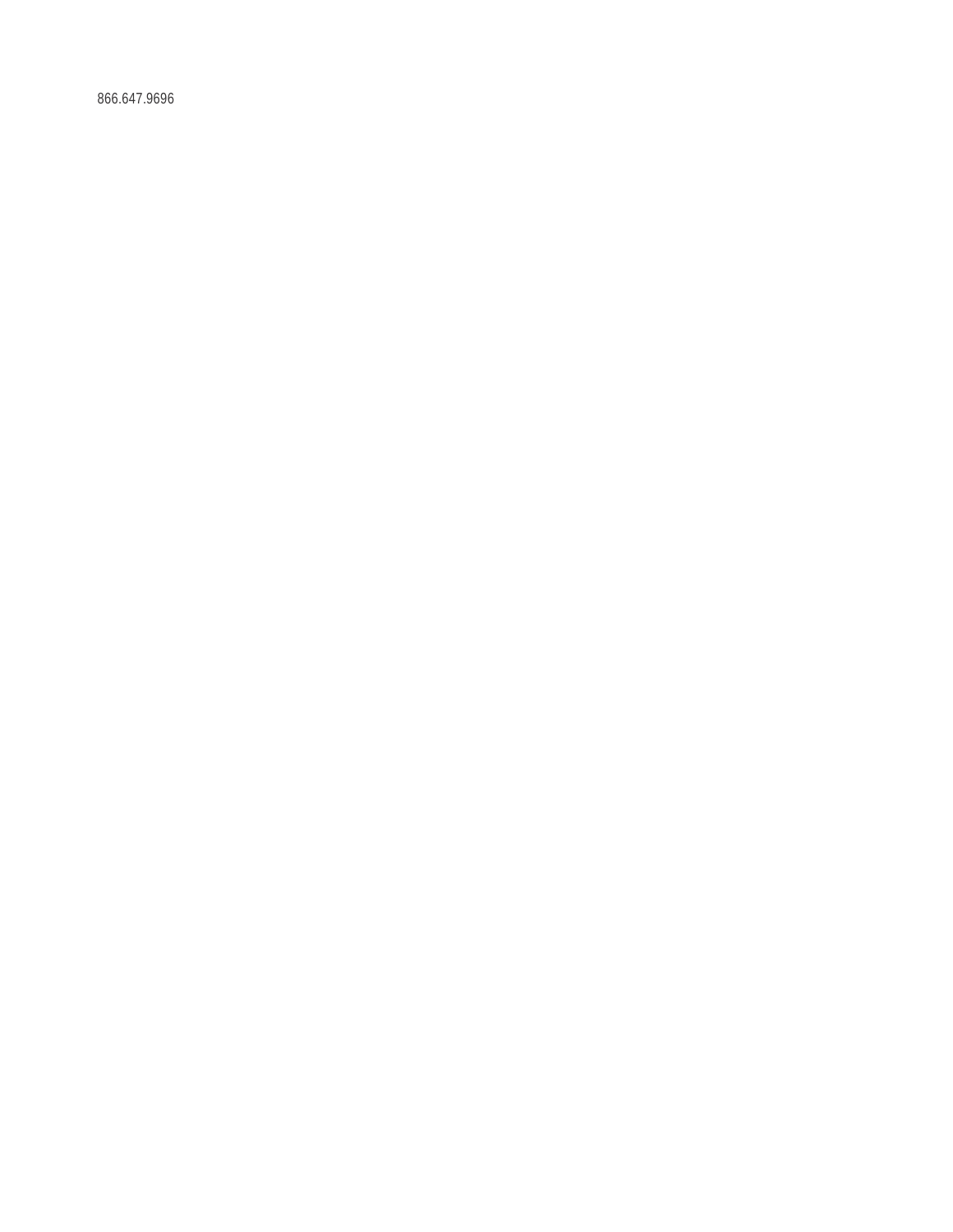866.647.9696